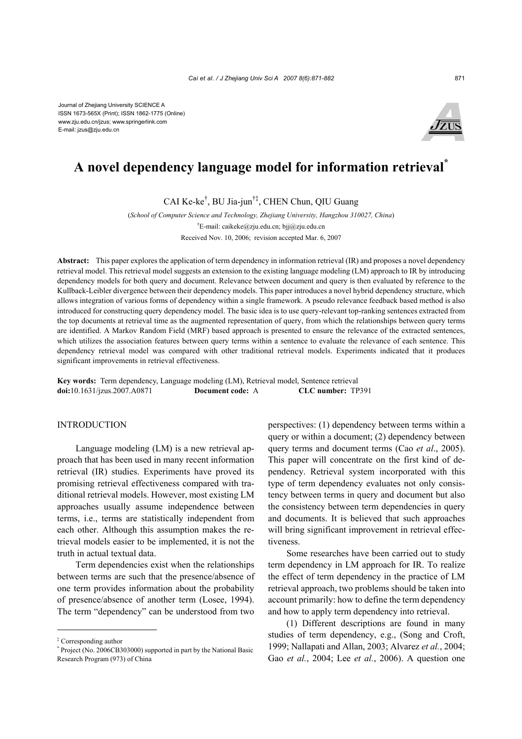Journal of Zhejiang University SCIENCE A
ISSN 1673-565X (Print); ISSN 1862-1775 (Online)
www.zju.edu.cn/jzus; www.springerlink.com
E-mail: jzus@zju.edu.cn

# A novel dependency language model for information retrieval*

CAI Ke-ke†, BU Jia-jun†‡, CHEN Chun, QIU Guang

(*School of Computer Science and Technology, Zhejiang University, Hangzhou 310027, China*)

†E-mail: caikeke@zju.edu.cn; bjj@zju.edu.cn

Received Nov. 10, 2006; revision accepted Mar. 6, 2007

**Abstract:** This paper explores the application of term dependency in information retrieval (IR) and proposes a novel dependency retrieval model. This retrieval model suggests an extension to the existing language modeling (LM) approach to IR by introducing dependency models for both query and document. Relevance between document and query is then evaluated by reference to the Kullback-Leibler divergence between their dependency models. This paper introduces a novel hybrid dependency structure, which allows integration of various forms of dependency within a single framework. A pseudo relevance feedback based method is also introduced for constructing query dependency model. The basic idea is to use query-relevant top-ranking sentences extracted from the top documents at retrieval time as the augmented representation of query, from which the relationships between query terms are identified. A Markov Random Field (MRF) based approach is presented to ensure the relevance of the extracted sentences, which utilizes the association features between query terms within a sentence to evaluate the relevance of each sentence. This dependency retrieval model was compared with other traditional retrieval models. Experiments indicated that it produces significant improvements in retrieval effectiveness.

**Key words:** Term dependency, Language modeling (LM), Retrieval model, Sentence retrieval
**doi:**10.1631/jzus.2007.A0871 **Document code:** A **CLC number:** TP391

## INTRODUCTION

Language modeling (LM) is a new retrieval approach that has been used in many recent information retrieval (IR) studies. Experiments have proved its promising retrieval effectiveness compared with traditional retrieval models. However, most existing LM approaches usually assume independence between terms, i.e., terms are statistically independent from each other. Although this assumption makes the retrieval models easier to be implemented, it is not the truth in actual textual data.

Term dependencies exist when the relationships between terms are such that the presence/absence of one term provides information about the probability of presence/absence of another term (Losee, 1994). The term "dependency" can be understood from two perspectives: (1) dependency between terms within a query or within a document; (2) dependency between query terms and document terms (Cao *et al*., 2005). This paper will concentrate on the first kind of dependency. Retrieval system incorporated with this type of term dependency evaluates not only consistency between terms in query and document but also the consistency between term dependencies in query and documents. It is believed that such approaches will bring significant improvement in retrieval effectiveness.

Some researches have been carried out to study term dependency in LM approach for IR. To realize the effect of term dependency in the practice of LM retrieval approach, two problems should be taken into account primarily: how to define the term dependency and how to apply term dependency into retrieval.

(1) Different descriptions are found in many studies of term dependency, e.g., (Song and Croft, 1999; Nallapati and Allan, 2003; Alvarez *et al.*, 2004; Gao *et al.*, 2004; Lee *et al.*, 2006). A question one

‡ Corresponding author
\* Project (No. 2006CB303000) supported in part by the National Basic Research Program (973) of China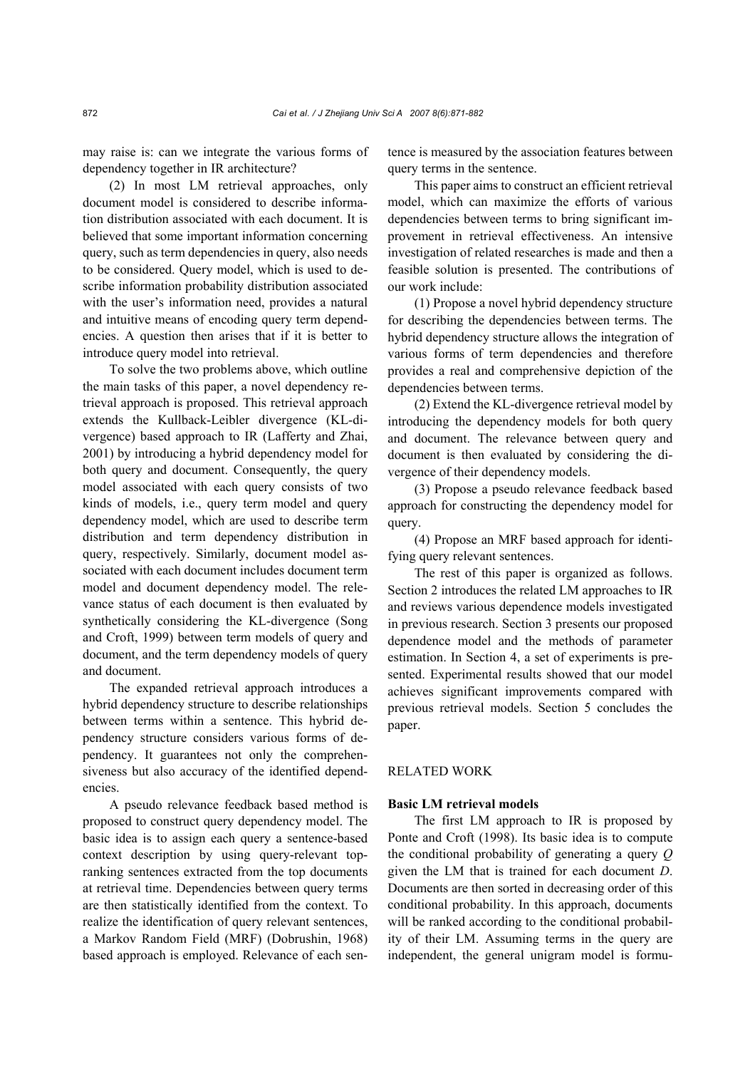may raise is: can we integrate the various forms of dependency together in IR architecture?

(2) In most LM retrieval approaches, only document model is considered to describe information distribution associated with each document. It is believed that some important information concerning query, such as term dependencies in query, also needs to be considered. Query model, which is used to describe information probability distribution associated with the user's information need, provides a natural and intuitive means of encoding query term dependencies. A question then arises that if it is better to introduce query model into retrieval.

To solve the two problems above, which outline the main tasks of this paper, a novel dependency retrieval approach is proposed. This retrieval approach extends the Kullback-Leibler divergence (KL-divergence) based approach to IR (Lafferty and Zhai, 2001) by introducing a hybrid dependency model for both query and document. Consequently, the query model associated with each query consists of two kinds of models, i.e., query term model and query dependency model, which are used to describe term distribution and term dependency distribution in query, respectively. Similarly, document model associated with each document includes document term model and document dependency model. The relevance status of each document is then evaluated by synthetically considering the KL-divergence (Song and Croft, 1999) between term models of query and document, and the term dependency models of query and document.

The expanded retrieval approach introduces a hybrid dependency structure to describe relationships between terms within a sentence. This hybrid dependency structure considers various forms of dependency. It guarantees not only the comprehensiveness but also accuracy of the identified dependencies.

A pseudo relevance feedback based method is proposed to construct query dependency model. The basic idea is to assign each query a sentence-based context description by using query-relevant top-ranking sentences extracted from the top documents at retrieval time. Dependencies between query terms are then statistically identified from the context. To realize the identification of query relevant sentences, a Markov Random Field (MRF) (Dobrushin, 1968) based approach is employed. Relevance of each sentence is measured by the association features between query terms in the sentence.

This paper aims to construct an efficient retrieval model, which can maximize the efforts of various dependencies between terms to bring significant improvement in retrieval effectiveness. An intensive investigation of related researches is made and then a feasible solution is presented. The contributions of our work include:

(1) Propose a novel hybrid dependency structure for describing the dependencies between terms. The hybrid dependency structure allows the integration of various forms of term dependencies and therefore provides a real and comprehensive depiction of the dependencies between terms.

(2) Extend the KL-divergence retrieval model by introducing the dependency models for both query and document. The relevance between query and document is then evaluated by considering the divergence of their dependency models.

(3) Propose a pseudo relevance feedback based approach for constructing the dependency model for query.

(4) Propose an MRF based approach for identifying query relevant sentences.

The rest of this paper is organized as follows. Section 2 introduces the related LM approaches to IR and reviews various dependence models investigated in previous research. Section 3 presents our proposed dependence model and the methods of parameter estimation. In Section 4, a set of experiments is presented. Experimental results showed that our model achieves significant improvements compared with previous retrieval models. Section 5 concludes the paper.

## RELATED WORK

### Basic LM retrieval models

The first LM approach to IR is proposed by Ponte and Croft (1998). Its basic idea is to compute the conditional probability of generating a query $Q$ given the LM that is trained for each document $D$. Documents are then sorted in decreasing order of this conditional probability. In this approach, documents will be ranked according to the conditional probability of their LM. Assuming terms in the query are independent, the general unigram model is formu-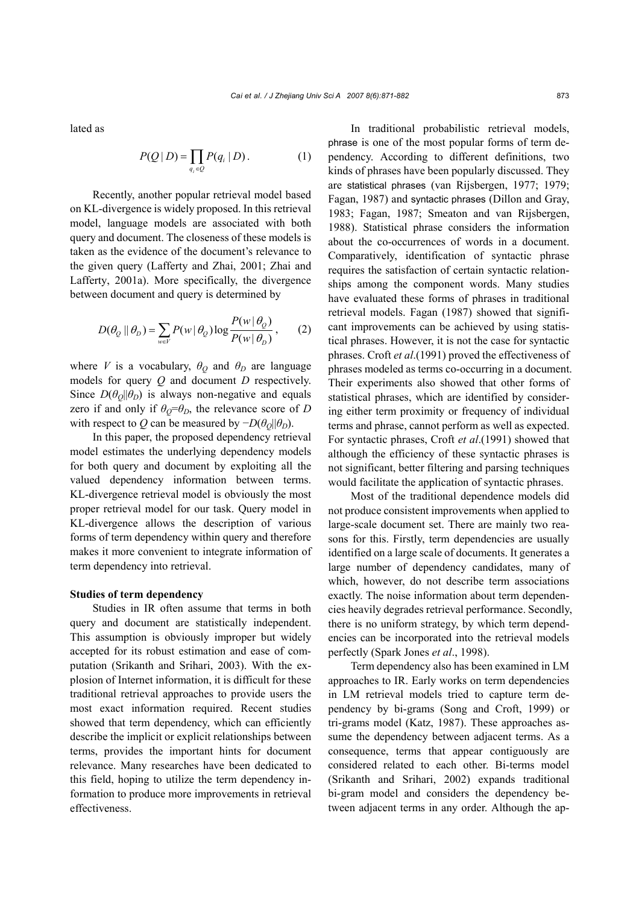lated as

$$P(Q \mid D) = \prod_{q_i \in Q} P(q_i \mid D). \tag{1}$$

Recently, another popular retrieval model based on KL-divergence is widely proposed. In this retrieval model, language models are associated with both query and document. The closeness of these models is taken as the evidence of the document's relevance to the given query (Lafferty and Zhai, 2001; Zhai and Lafferty, 2001a). More specifically, the divergence between document and query is determined by

$$D(\theta_Q \parallel \theta_D) = \sum_{w \in V} P(w \mid \theta_Q) \log \frac{P(w \mid \theta_Q)}{P(w \mid \theta_D)}, \tag{2}$$

where $V$ is a vocabulary, $\theta_Q$ and $\theta_D$ are language models for query $Q$ and document $D$ respectively. Since $D(\theta_Q||\theta_D)$ is always non-negative and equals zero if and only if $\theta_Q=\theta_D$, the relevance score of $D$ with respect to $Q$ can be measured by $-D(\theta_Q||\theta_D)$.

In this paper, the proposed dependency retrieval model estimates the underlying dependency models for both query and document by exploiting all the valued dependency information between terms. KL-divergence retrieval model is obviously the most proper retrieval model for our task. Query model in KL-divergence allows the description of various forms of term dependency within query and therefore makes it more convenient to integrate information of term dependency into retrieval.

**Studies of term dependency**

Studies in IR often assume that terms in both query and document are statistically independent. This assumption is obviously improper but widely accepted for its robust estimation and ease of computation (Srikanth and Srihari, 2003). With the explosion of Internet information, it is difficult for these traditional retrieval approaches to provide users the most exact information required. Recent studies showed that term dependency, which can efficiently describe the implicit or explicit relationships between terms, provides the important hints for document relevance. Many researches have been dedicated to this field, hoping to utilize the term dependency information to produce more improvements in retrieval effectiveness.

In traditional probabilistic retrieval models, phrase is one of the most popular forms of term dependency. According to different definitions, two kinds of phrases have been popularly discussed. They are statistical phrases (van Rijsbergen, 1977; 1979; Fagan, 1987) and syntactic phrases (Dillon and Gray, 1983; Fagan, 1987; Smeaton and van Rijsbergen, 1988). Statistical phrase considers the information about the co-occurrences of words in a document. Comparatively, identification of syntactic phrase requires the satisfaction of certain syntactic relationships among the component words. Many studies have evaluated these forms of phrases in traditional retrieval models. Fagan (1987) showed that significant improvements can be achieved by using statistical phrases. However, it is not the case for syntactic phrases. Croft *et al*.(1991) proved the effectiveness of phrases modeled as terms co-occurring in a document. Their experiments also showed that other forms of statistical phrases, which are identified by considering either term proximity or frequency of individual terms and phrase, cannot perform as well as expected. For syntactic phrases, Croft *et al*.(1991) showed that although the efficiency of these syntactic phrases is not significant, better filtering and parsing techniques would facilitate the application of syntactic phrases.

Most of the traditional dependence models did not produce consistent improvements when applied to large-scale document set. There are mainly two reasons for this. Firstly, term dependencies are usually identified on a large scale of documents. It generates a large number of dependency candidates, many of which, however, do not describe term associations exactly. The noise information about term dependencies heavily degrades retrieval performance. Secondly, there is no uniform strategy, by which term dependencies can be incorporated into the retrieval models perfectly (Spark Jones *et al*., 1998).

Term dependency also has been examined in LM approaches to IR. Early works on term dependencies in LM retrieval models tried to capture term dependency by bi-grams (Song and Croft, 1999) or tri-grams model (Katz, 1987). These approaches assume the dependency between adjacent terms. As a consequence, terms that appear contiguously are considered related to each other. Bi-terms model (Srikanth and Srihari, 2002) expands traditional bi-gram model and considers the dependency between adjacent terms in any order. Although the ap-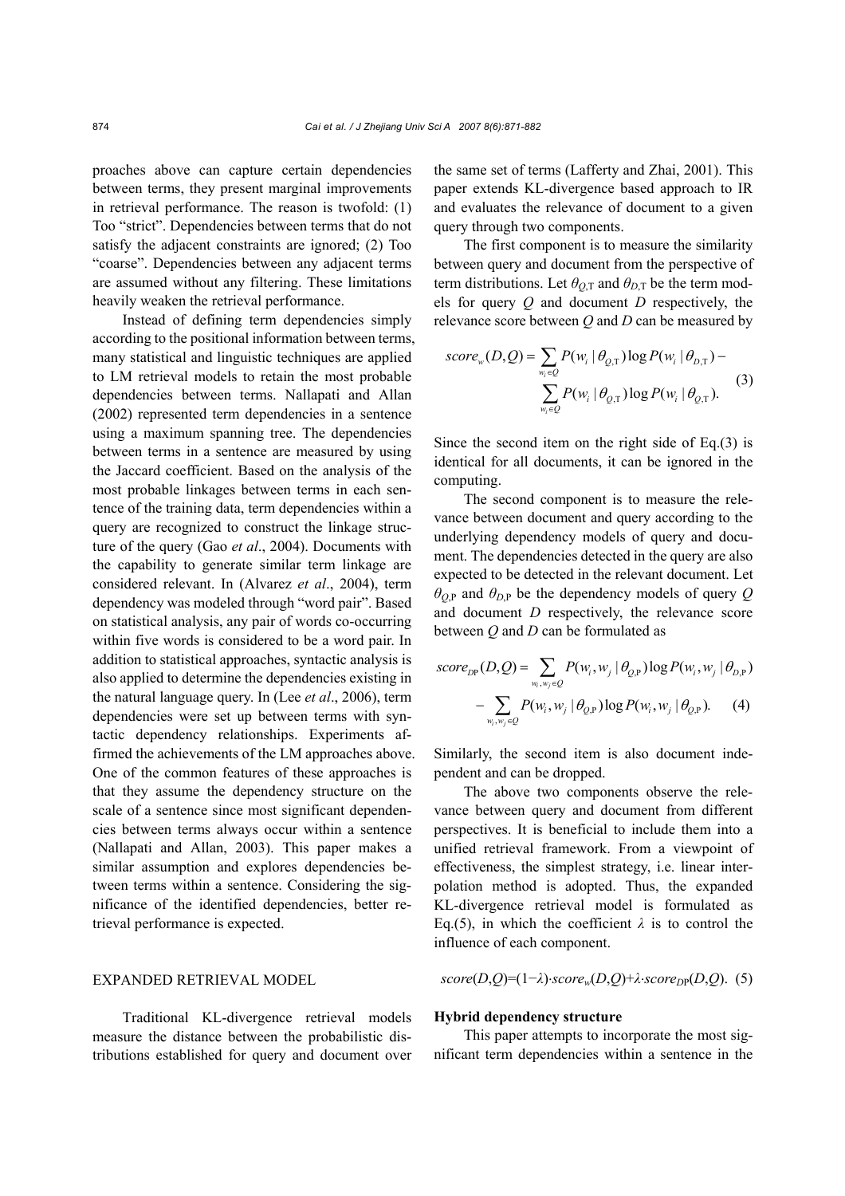proaches above can capture certain dependencies between terms, they present marginal improvements in retrieval performance. The reason is twofold: (1) Too "strict". Dependencies between terms that do not satisfy the adjacent constraints are ignored; (2) Too "coarse". Dependencies between any adjacent terms are assumed without any filtering. These limitations heavily weaken the retrieval performance.

Instead of defining term dependencies simply according to the positional information between terms, many statistical and linguistic techniques are applied to LM retrieval models to retain the most probable dependencies between terms. Nallapati and Allan (2002) represented term dependencies in a sentence using a maximum spanning tree. The dependencies between terms in a sentence are measured by using the Jaccard coefficient. Based on the analysis of the most probable linkages between terms in each sentence of the training data, term dependencies within a query are recognized to construct the linkage structure of the query (Gao *et al*., 2004). Documents with the capability to generate similar term linkage are considered relevant. In (Alvarez *et al*., 2004), term dependency was modeled through "word pair". Based on statistical analysis, any pair of words co-occurring within five words is considered to be a word pair. In addition to statistical approaches, syntactic analysis is also applied to determine the dependencies existing in the natural language query. In (Lee *et al*., 2006), term dependencies were set up between terms with syntactic dependency relationships. Experiments affirmed the achievements of the LM approaches above. One of the common features of these approaches is that they assume the dependency structure on the scale of a sentence since most significant dependencies between terms always occur within a sentence (Nallapati and Allan, 2003). This paper makes a similar assumption and explores dependencies between terms within a sentence. Considering the significance of the identified dependencies, better retrieval performance is expected.

# EXPANDED RETRIEVAL MODEL

Traditional KL-divergence retrieval models measure the distance between the probabilistic distributions established for query and document over the same set of terms (Lafferty and Zhai, 2001). This paper extends KL-divergence based approach to IR and evaluates the relevance of document to a given query through two components.

The first component is to measure the similarity between query and document from the perspective of term distributions. Let $\theta_{Q,\mathrm{T}}$ and $\theta_{D,\mathrm{T}}$ be the term models for query $Q$ and document $D$ respectively, the relevance score between $Q$ and $D$ can be measured by

$$score_w(D,Q) = \sum_{w_i \in Q} P(w_i \mid \theta_{Q,\mathrm{T}}) \log P(w_i \mid \theta_{D,\mathrm{T}}) - \sum_{w_i \in Q} P(w_i \mid \theta_{Q,\mathrm{T}}) \log P(w_i \mid \theta_{Q,\mathrm{T}}). \quad (3)$$

Since the second item on the right side of Eq.(3) is identical for all documents, it can be ignored in the computing.

The second component is to measure the relevance between document and query according to the underlying dependency models of query and document. The dependencies detected in the query are also expected to be detected in the relevant document. Let $\theta_{Q,\mathrm{P}}$ and $\theta_{D,\mathrm{P}}$ be the dependency models of query $Q$ and document $D$ respectively, the relevance score between $Q$ and $D$ can be formulated as

$$score_{\mathrm{DP}}(D,Q) = \sum_{w_i, w_j \in Q} P(w_i, w_j \mid \theta_{Q,\mathrm{P}}) \log P(w_i, w_j \mid \theta_{D,\mathrm{P}}) - \sum_{w_i, w_j \in Q} P(w_i, w_j \mid \theta_{Q,\mathrm{P}}) \log P(w_i, w_j \mid \theta_{Q,\mathrm{P}}). \quad (4)$$

Similarly, the second item is also document independent and can be dropped.

The above two components observe the relevance between query and document from different perspectives. It is beneficial to include them into a unified retrieval framework. From a viewpoint of effectiveness, the simplest strategy, i.e. linear interpolation method is adopted. Thus, the expanded KL-divergence retrieval model is formulated as Eq.(5), in which the coefficient $\lambda$ is to control the influence of each component.

$$score(D,Q)=(1-\lambda)\cdot score_w(D,Q)+\lambda\cdot score_{\mathrm{DP}}(D,Q). \quad (5)$$

## Hybrid dependency structure

This paper attempts to incorporate the most significant term dependencies within a sentence in the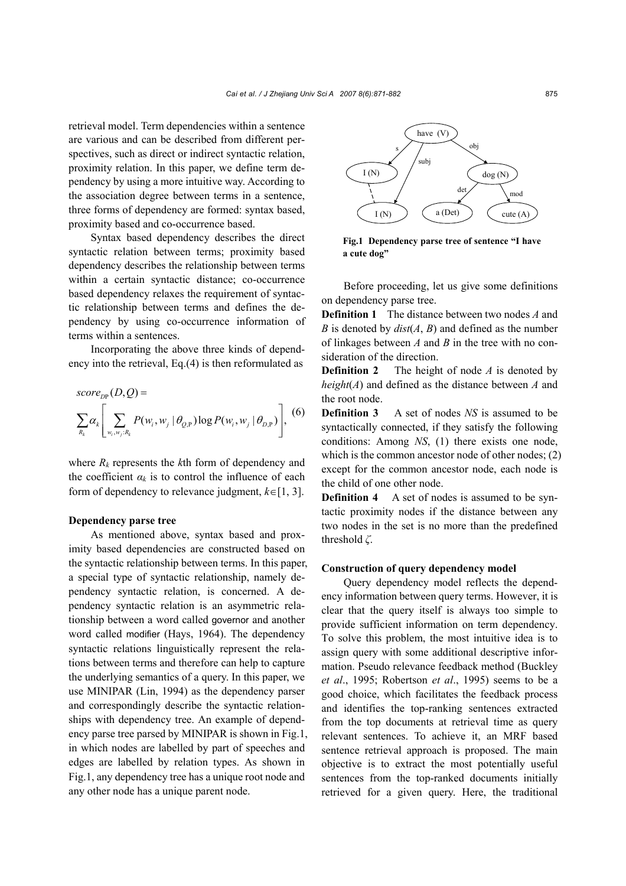retrieval model. Term dependencies within a sentence are various and can be described from different perspectives, such as direct or indirect syntactic relation, proximity relation. In this paper, we define term dependency by using a more intuitive way. According to the association degree between terms in a sentence, three forms of dependency are formed: syntax based, proximity based and co-occurrence based.

Syntax based dependency describes the direct syntactic relation between terms; proximity based dependency describes the relationship between terms within a certain syntactic distance; co-occurrence based dependency relaxes the requirement of syntactic relationship between terms and defines the dependency by using co-occurrence information of terms within a sentences.

Incorporating the above three kinds of dependency into the retrieval, Eq.(4) is then reformulated as

$$score_{DP}(D,Q)=\sum_{R_k}\alpha_k\left[\sum_{w_i,w_j:R_k}P(w_i,w_j\,|\,\theta_{Q,\mathrm{P}})\log P(w_i,w_j\,|\,\theta_{D,\mathrm{P}})\right], \quad (6)$$

where $R_k$ represents the $k$th form of dependency and the coefficient $\alpha_k$ is to control the influence of each form of dependency to relevance judgment, $k\in[1, 3]$.

**Dependency parse tree**

As mentioned above, syntax based and proximity based dependencies are constructed based on the syntactic relationship between terms. In this paper, a special type of syntactic relationship, namely dependency syntactic relation, is concerned. A dependency syntactic relation is an asymmetric relationship between a word called governor and another word called modifier (Hays, 1964). The dependency syntactic relations linguistically represent the relations between terms and therefore can help to capture the underlying semantics of a query. In this paper, we use MINIPAR (Lin, 1994) as the dependency parser and correspondingly describe the syntactic relationships with dependency tree. An example of dependency parse tree parsed by MINIPAR is shown in Fig.1, in which nodes are labelled by part of speeches and edges are labelled by relation types. As shown in Fig.1, any dependency tree has a unique root node and any other node has a unique parent node.

**Fig.1 Dependency parse tree of sentence "I have a cute dog"**

Before proceeding, let us give some definitions on dependency parse tree.

**Definition 1** The distance between two nodes $A$ and $B$ is denoted by $dist(A, B)$ and defined as the number of linkages between $A$ and $B$ in the tree with no consideration of the direction.

**Definition 2** The height of node $A$ is denoted by $height(A)$ and defined as the distance between $A$ and the root node.

**Definition 3** A set of nodes $NS$ is assumed to be syntactically connected, if they satisfy the following conditions: Among $NS$, (1) there exists one node, which is the common ancestor node of other nodes; (2) except for the common ancestor node, each node is the child of one other node.

**Definition 4** A set of nodes is assumed to be syntactic proximity nodes if the distance between any two nodes in the set is no more than the predefined threshold $\zeta$.

**Construction of query dependency model**

Query dependency model reflects the dependency information between query terms. However, it is clear that the query itself is always too simple to provide sufficient information on term dependency. To solve this problem, the most intuitive idea is to assign query with some additional descriptive information. Pseudo relevance feedback method (Buckley *et al*., 1995; Robertson *et al*., 1995) seems to be a good choice, which facilitates the feedback process and identifies the top-ranking sentences extracted from the top documents at retrieval time as query relevant sentences. To achieve it, an MRF based sentence retrieval approach is proposed. The main objective is to extract the most potentially useful sentences from the top-ranked documents initially retrieved for a given query. Here, the traditional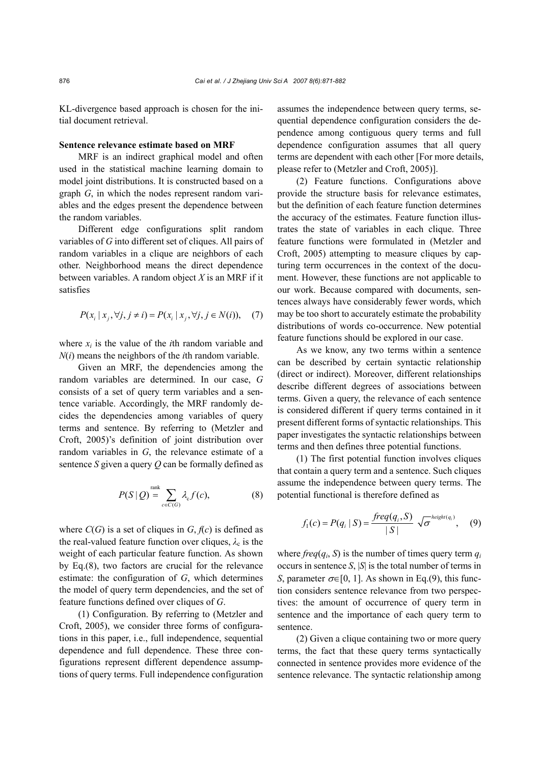KL-divergence based approach is chosen for the initial document retrieval.

**Sentence relevance estimate based on MRF**

MRF is an indirect graphical model and often used in the statistical machine learning domain to model joint distributions. It is constructed based on a graph $G$, in which the nodes represent random variables and the edges present the dependence between the random variables.

Different edge configurations split random variables of $G$ into different set of cliques. All pairs of random variables in a clique are neighbors of each other. Neighborhood means the direct dependence between variables. A random object $X$ is an MRF if it satisfies

$$P(x_i \mid x_j, \forall j, j \neq i) = P(x_i \mid x_j, \forall j, j \in N(i)), \quad (7)$$

where $x_i$ is the value of the $i$th random variable and $N(i)$ means the neighbors of the $i$th random variable.

Given an MRF, the dependencies among the random variables are determined. In our case, $G$ consists of a set of query term variables and a sentence variable. Accordingly, the MRF randomly decides the dependencies among variables of query terms and sentence. By referring to (Metzler and Croft, 2005)'s definition of joint distribution over random variables in $G$, the relevance estimate of a sentence $S$ given a query $Q$ can be formally defined as

$$P(S \mid Q) \stackrel{\text{rank}}{=} \sum_{c \in C(G)} \lambda_{\text{c}} f(c), \quad (8)$$

where $C(G)$ is a set of cliques in $G$, $f(c)$ is defined as the real-valued feature function over cliques, $\lambda_{\text{c}}$ is the weight of each particular feature function. As shown by Eq.(8), two factors are crucial for the relevance estimate: the configuration of $G$, which determines the model of query term dependencies, and the set of feature functions defined over cliques of $G$.

(1) Configuration. By referring to (Metzler and Croft, 2005), we consider three forms of configurations in this paper, i.e., full independence, sequential dependence and full dependence. These three configurations represent different dependence assumptions of query terms. Full independence configuration assumes the independence between query terms, sequential dependence configuration considers the dependence among contiguous query terms and full dependence configuration assumes that all query terms are dependent with each other [For more details, please refer to (Metzler and Croft, 2005)].

(2) Feature functions. Configurations above provide the structure basis for relevance estimates, but the definition of each feature function determines the accuracy of the estimates. Feature function illustrates the state of variables in each clique. Three feature functions were formulated in (Metzler and Croft, 2005) attempting to measure cliques by capturing term occurrences in the context of the document. However, these functions are not applicable to our work. Because compared with documents, sentences always have considerably fewer words, which may be too short to accurately estimate the probability distributions of words co-occurrence. New potential feature functions should be explored in our case.

As we know, any two terms within a sentence can be described by certain syntactic relationship (direct or indirect). Moreover, different relationships describe different degrees of associations between terms. Given a query, the relevance of each sentence is considered different if query terms contained in it present different forms of syntactic relationships. This paper investigates the syntactic relationships between terms and then defines three potential functions.

(1) The first potential function involves cliques that contain a query term and a sentence. Such cliques assume the independence between query terms. The potential functional is therefore defined as

$$f_1(c) = P(q_i \mid S) = \frac{freq(q_i, S)}{|S|} \sqrt{\sigma}^{height(q_i)}, \quad (9)$$

where $freq(q_i, S)$ is the number of times query term $q_i$ occurs in sentence $S$, $|S|$ is the total number of terms in $S$, parameter $\sigma \in [0, 1]$. As shown in Eq.(9), this function considers sentence relevance from two perspectives: the amount of occurrence of query term in sentence and the importance of each query term to sentence.

(2) Given a clique containing two or more query terms, the fact that these query terms syntactically connected in sentence provides more evidence of the sentence relevance. The syntactic relationship among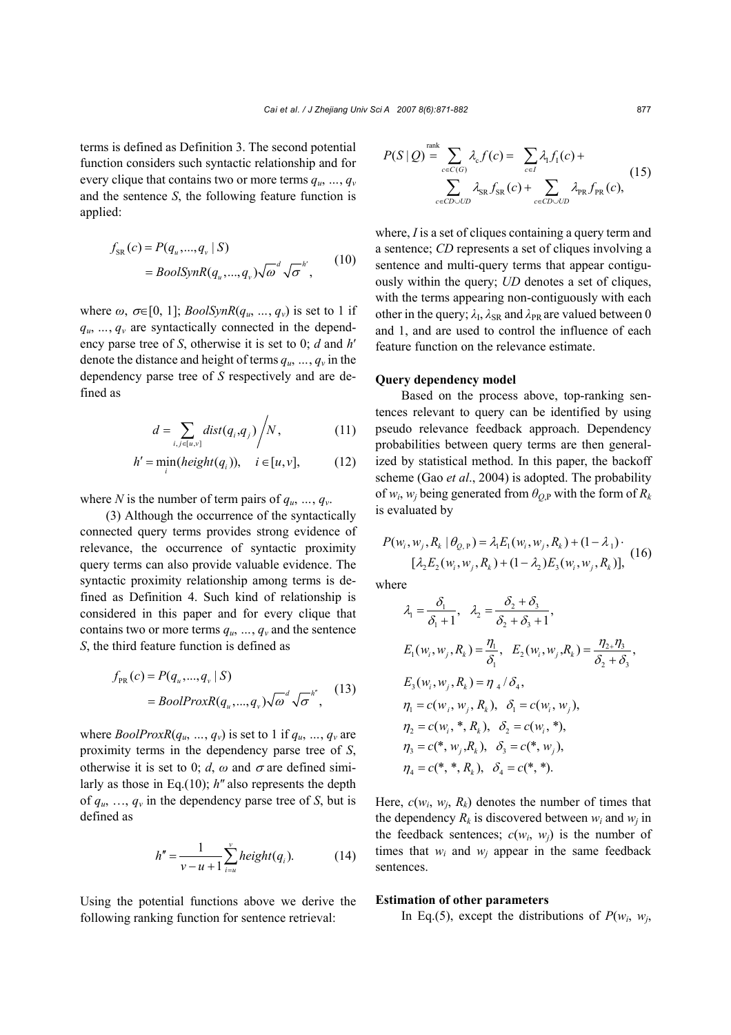terms is defined as Definition 3. The second potential function considers such syntactic relationship and for every clique that contains two or more terms $q_u$, ..., $q_v$ and the sentence $S$, the following feature function is applied:

$$f_{\mathrm{SR}}(c) = P(q_u,...,q_v \mid S) = BoolSynR(q_u,...,q_v)\sqrt{\omega}^{d}\sqrt{\sigma}^{h'}, \tag{10}$$

where $\omega$, $\sigma \in [0, 1]$; $BoolSynR(q_u, ..., q_v)$ is set to 1 if $q_u$, ..., $q_v$ are syntactically connected in the dependency parse tree of $S$, otherwise it is set to 0; $d$ and $h'$ denote the distance and height of terms $q_u$, ..., $q_v$ in the dependency parse tree of $S$ respectively and are defined as

$$d = \sum_{i,j\in[u,v]} dist(q_i,q_j) \Big/ N, \tag{11}$$

$$h' = \min_i(height(q_i)), \quad i \in [u,v], \tag{12}$$

where $N$ is the number of term pairs of $q_u$, ..., $q_v$.

(3) Although the occurrence of the syntactically connected query terms provides strong evidence of relevance, the occurrence of syntactic proximity query terms can also provide valuable evidence. The syntactic proximity relationship among terms is defined as Definition 4. Such kind of relationship is considered in this paper and for every clique that contains two or more terms $q_u$, ..., $q_v$ and the sentence $S$, the third feature function is defined as

$$f_{\mathrm{PR}}(c) = P(q_u,...,q_v \mid S) = BoolProxR(q_u,...,q_v)\sqrt{\omega}^{d}\sqrt{\sigma}^{h''}, \tag{13}$$

where $BoolProxR(q_u, ..., q_v)$ is set to 1 if $q_u$, ..., $q_v$ are proximity terms in the dependency parse tree of $S$, otherwise it is set to 0; $d$, $\omega$ and $\sigma$ are defined similarly as those in Eq.(10); $h''$ also represents the depth of $q_u$, …, $q_v$ in the dependency parse tree of $S$, but is defined as

$$h'' = \frac{1}{v-u+1}\sum_{i=u}^{v} height(q_i). \tag{14}$$

Using the potential functions above we derive the following ranking function for sentence retrieval:

$$P(S \mid Q) \overset{\text{rank}}{=} \sum_{c\in C(G)} \lambda_c f(c) = \sum_{c\in I} \lambda_{\mathrm{I}} f_{\mathrm{I}}(c) + \sum_{c\in CD\cup UD} \lambda_{\mathrm{SR}} f_{\mathrm{SR}}(c) + \sum_{c\in CD\cup UD} \lambda_{\mathrm{PR}} f_{\mathrm{PR}}(c), \tag{15}$$

where, $I$ is a set of cliques containing a query term and a sentence; $CD$ represents a set of cliques involving a sentence and multi-query terms that appear contiguously within the query; $UD$ denotes a set of cliques, with the terms appearing non-contiguously with each other in the query; $\lambda_{\mathrm{I}}$, $\lambda_{\mathrm{SR}}$ and $\lambda_{\mathrm{PR}}$ are valued between 0 and 1, and are used to control the influence of each feature function on the relevance estimate.

**Query dependency model**

Based on the process above, top-ranking sentences relevant to query can be identified by using pseudo relevance feedback approach. Dependency probabilities between query terms are then generalized by statistical method. In this paper, the backoff scheme (Gao *et al*., 2004) is adopted. The probability of $w_i$, $w_j$ being generated from $\theta_{Q,\mathrm{P}}$ with the form of $R_k$ is evaluated by

$$P(w_i,w_j,R_k \mid \theta_{Q,\mathrm{P}}) = \lambda_1 E_1(w_i,w_j,R_k) + (1-\lambda_1)\cdot [\lambda_2 E_2(w_i,w_j,R_k) + (1-\lambda_2)E_3(w_i,w_j,R_k)], \tag{16}$$

where

$$\lambda_1 = \frac{\delta_1}{\delta_1+1}, \quad \lambda_2 = \frac{\delta_2+\delta_3}{\delta_2+\delta_3+1},$$

$$E_1(w_i,w_j,R_k) = \frac{\eta_1}{\delta_1}, \quad E_2(w_i,w_j,R_k) = \frac{\eta_2+\eta_3}{\delta_2+\delta_3},$$

$$E_3(w_i,w_j,R_k) = \eta_4/\delta_4,$$

$$\eta_1 = c(w_i, w_j, R_k), \quad \delta_1 = c(w_i, w_j),$$

$$\eta_2 = c(w_i, *, R_k), \quad \delta_2 = c(w_i, *),$$

$$\eta_3 = c(*, w_j, R_k), \quad \delta_3 = c(*, w_j),$$

$$\eta_4 = c(*, *, R_k), \quad \delta_4 = c(*, *).$$

Here, $c(w_i, w_j, R_k)$ denotes the number of times that the dependency $R_k$ is discovered between $w_i$ and $w_j$ in the feedback sentences; $c(w_i, w_j)$ is the number of times that $w_i$ and $w_j$ appear in the same feedback sentences.

**Estimation of other parameters**

In Eq.(5), except the distributions of $P(w_i$, $w_j$,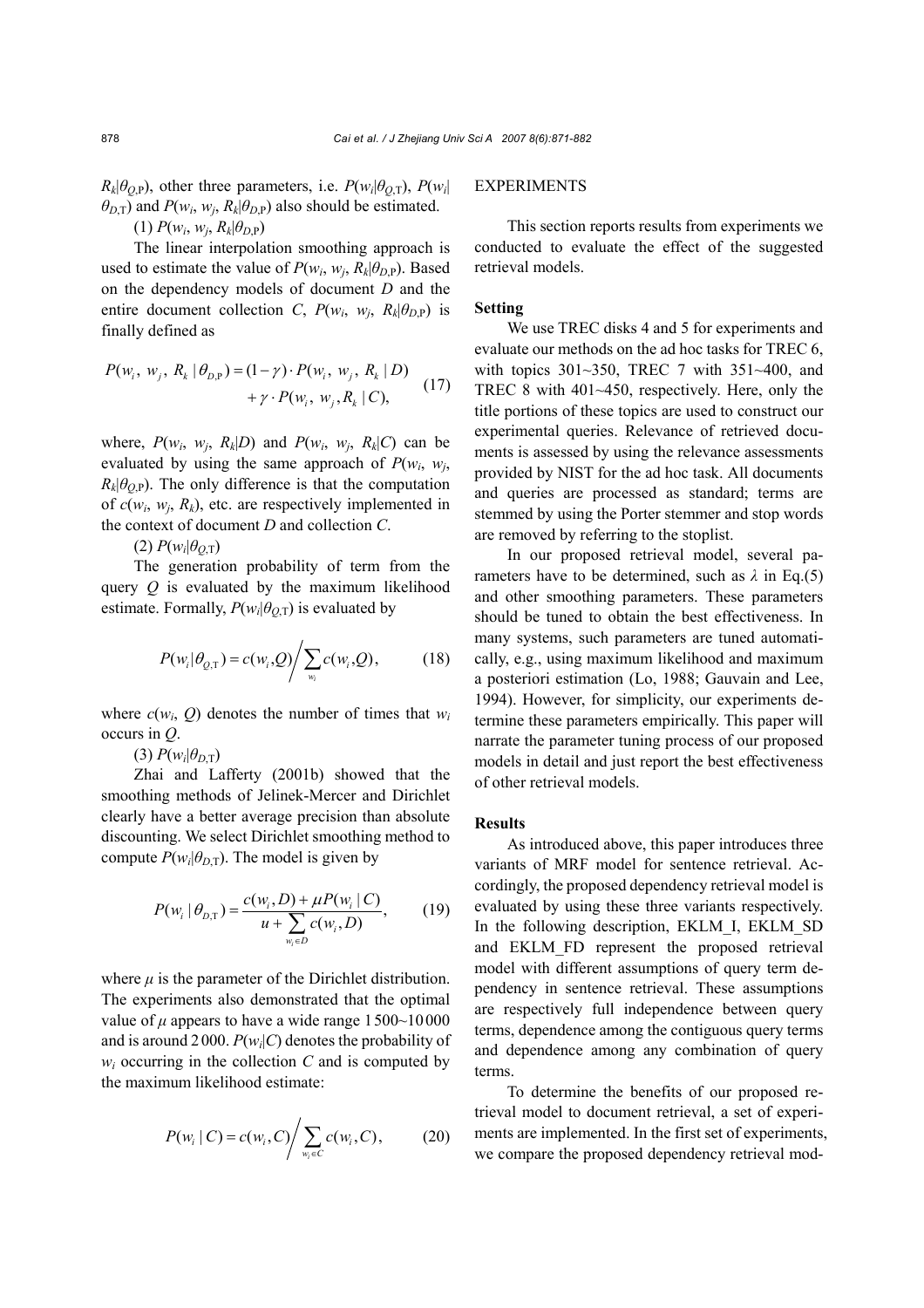$R_k|\theta_{Q,\mathrm{P}}$), other three parameters, i.e. $P(w_i|\theta_{Q,\mathrm{T}})$, $P(w_i|\theta_{D,\mathrm{T}})$ and $P(w_i, w_j, R_k|\theta_{D,\mathrm{P}})$ also should be estimated.

(1) $P(w_i, w_j, R_k|\theta_{D,\mathrm{P}})$

The linear interpolation smoothing approach is used to estimate the value of $P(w_i, w_j, R_k|\theta_{D,\mathrm{P}})$. Based on the dependency models of document $D$ and the entire document collection $C$, $P(w_i, w_j, R_k|\theta_{D,\mathrm{P}})$ is finally defined as

$$P(w_i,\ w_j,\ R_k \mid \theta_{D,\mathrm{P}}) = (1-\gamma)\cdot P(w_i,\ w_j,\ R_k \mid D) + \gamma \cdot P(w_i,\ w_j, R_k \mid C), \tag{17}$$

where, $P(w_i, w_j, R_k|D)$ and $P(w_i, w_j, R_k|C)$ can be evaluated by using the same approach of $P(w_i, w_j, R_k|\theta_{Q,\mathrm{P}})$. The only difference is that the computation of $c(w_i, w_j, R_k)$, etc. are respectively implemented in the context of document $D$ and collection $C$.

(2) $P(w_i|\theta_{Q,\mathrm{T}})$

The generation probability of term from the query $Q$ is evaluated by the maximum likelihood estimate. Formally, $P(w_i|\theta_{Q,\mathrm{T}})$ is evaluated by

$$P(w_i|\theta_{Q,\mathrm{T}}) = c(w_i,Q) \Big/ \sum_{w_i} c(w_i,Q), \tag{18}$$

where $c(w_i, Q)$ denotes the number of times that $w_i$ occurs in $Q$.

(3) $P(w_i|\theta_{D,\mathrm{T}})$

Zhai and Lafferty (2001b) showed that the smoothing methods of Jelinek-Mercer and Dirichlet clearly have a better average precision than absolute discounting. We select Dirichlet smoothing method to compute $P(w_i|\theta_{D,\mathrm{T}})$. The model is given by

$$P(w_i \mid \theta_{D,\mathrm{T}}) = \frac{c(w_i,D) + \mu P(w_i \mid C)}{u + \sum_{w_i \in D} c(w_i,D)}, \tag{19}$$

where $\mu$ is the parameter of the Dirichlet distribution. The experiments also demonstrated that the optimal value of $\mu$ appears to have a wide range 1 500~10 000 and is around 2 000. $P(w_i|C)$ denotes the probability of $w_i$ occurring in the collection $C$ and is computed by the maximum likelihood estimate:

$$P(w_i \mid C) = c(w_i,C) \Big/ \sum_{w_i \in C} c(w_i,C), \tag{20}$$

## EXPERIMENTS

This section reports results from experiments we conducted to evaluate the effect of the suggested retrieval models.

### Setting

We use TREC disks 4 and 5 for experiments and evaluate our methods on the ad hoc tasks for TREC 6, with topics 301~350, TREC 7 with 351~400, and TREC 8 with 401~450, respectively. Here, only the title portions of these topics are used to construct our experimental queries. Relevance of retrieved documents is assessed by using the relevance assessments provided by NIST for the ad hoc task. All documents and queries are processed as standard; terms are stemmed by using the Porter stemmer and stop words are removed by referring to the stoplist.

In our proposed retrieval model, several parameters have to be determined, such as $\lambda$ in Eq.(5) and other smoothing parameters. These parameters should be tuned to obtain the best effectiveness. In many systems, such parameters are tuned automatically, e.g., using maximum likelihood and maximum a posteriori estimation (Lo, 1988; Gauvain and Lee, 1994). However, for simplicity, our experiments determine these parameters empirically. This paper will narrate the parameter tuning process of our proposed models in detail and just report the best effectiveness of other retrieval models.

### Results

As introduced above, this paper introduces three variants of MRF model for sentence retrieval. Accordingly, the proposed dependency retrieval model is evaluated by using these three variants respectively. In the following description, EKLM_I, EKLM_SD and EKLM_FD represent the proposed retrieval model with different assumptions of query term dependency in sentence retrieval. These assumptions are respectively full independence between query terms, dependence among the contiguous query terms and dependence among any combination of query terms.

To determine the benefits of our proposed retrieval model to document retrieval, a set of experiments are implemented. In the first set of experiments, we compare the proposed dependency retrieval mod-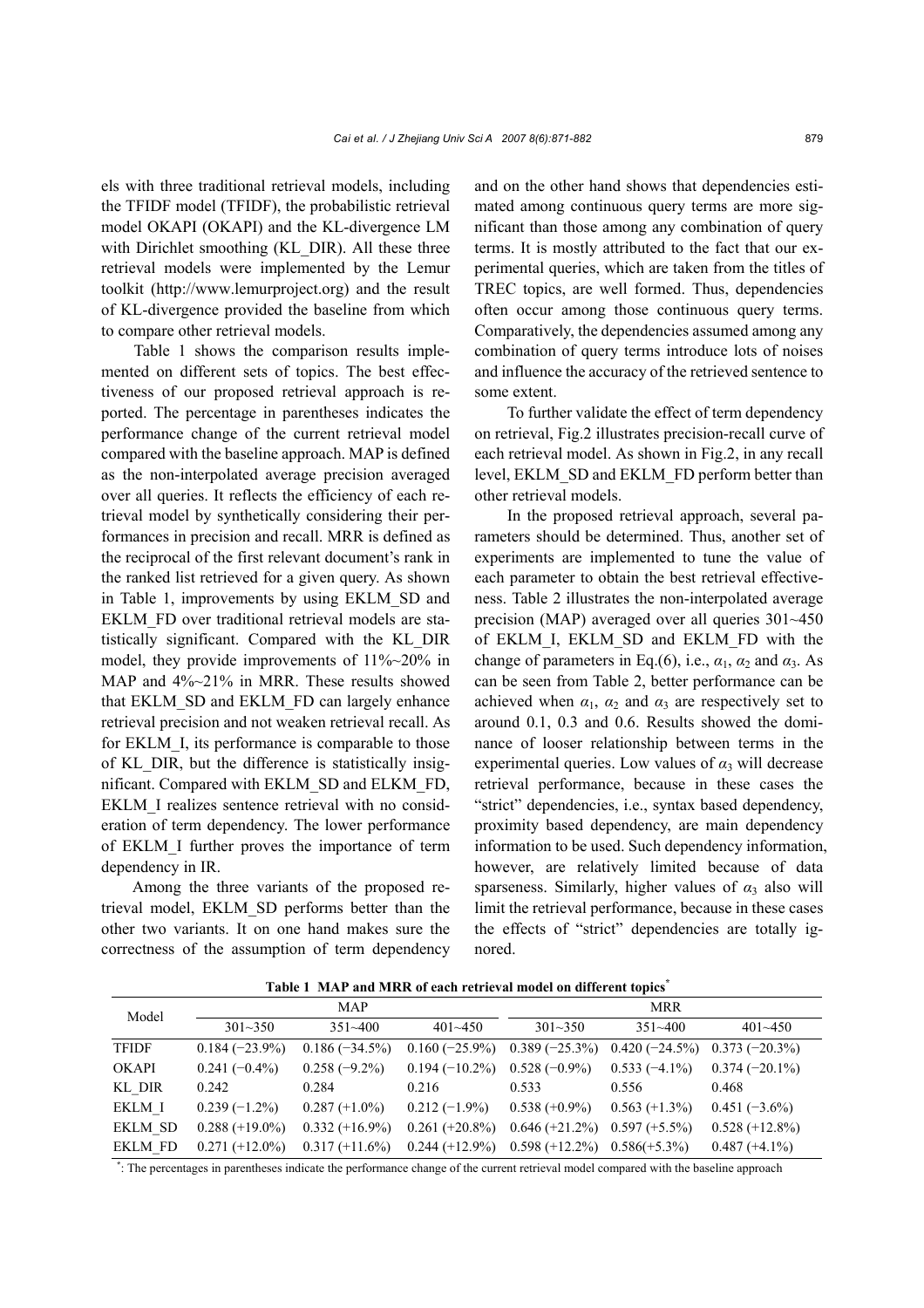els with three traditional retrieval models, including the TFIDF model (TFIDF), the probabilistic retrieval model OKAPI (OKAPI) and the KL-divergence LM with Dirichlet smoothing (KL_DIR). All these three retrieval models were implemented by the Lemur toolkit (http://www.lemurproject.org) and the result of KL-divergence provided the baseline from which to compare other retrieval models.

Table 1 shows the comparison results implemented on different sets of topics. The best effectiveness of our proposed retrieval approach is reported. The percentage in parentheses indicates the performance change of the current retrieval model compared with the baseline approach. MAP is defined as the non-interpolated average precision averaged over all queries. It reflects the efficiency of each retrieval model by synthetically considering their performances in precision and recall. MRR is defined as the reciprocal of the first relevant document's rank in the ranked list retrieved for a given query. As shown in Table 1, improvements by using EKLM_SD and EKLM_FD over traditional retrieval models are statistically significant. Compared with the KL_DIR model, they provide improvements of 11%~20% in MAP and 4%~21% in MRR. These results showed that EKLM_SD and EKLM_FD can largely enhance retrieval precision and not weaken retrieval recall. As for EKLM_I, its performance is comparable to those of KL_DIR, but the difference is statistically insignificant. Compared with EKLM_SD and ELKM_FD, EKLM_I realizes sentence retrieval with no consideration of term dependency. The lower performance of EKLM_I further proves the importance of term dependency in IR.

Among the three variants of the proposed retrieval model, EKLM_SD performs better than the other two variants. It on one hand makes sure the correctness of the assumption of term dependency and on the other hand shows that dependencies estimated among continuous query terms are more significant than those among any combination of query terms. It is mostly attributed to the fact that our experimental queries, which are taken from the titles of TREC topics, are well formed. Thus, dependencies often occur among those continuous query terms. Comparatively, the dependencies assumed among any combination of query terms introduce lots of noises and influence the accuracy of the retrieved sentence to some extent.

To further validate the effect of term dependency on retrieval, Fig.2 illustrates precision-recall curve of each retrieval model. As shown in Fig.2, in any recall level, EKLM_SD and EKLM_FD perform better than other retrieval models.

In the proposed retrieval approach, several parameters should be determined. Thus, another set of experiments are implemented to tune the value of each parameter to obtain the best retrieval effectiveness. Table 2 illustrates the non-interpolated average precision (MAP) averaged over all queries 301~450 of EKLM_I, EKLM_SD and EKLM_FD with the change of parameters in Eq.(6), i.e., $\alpha_1$, $\alpha_2$ and $\alpha_3$. As can be seen from Table 2, better performance can be achieved when $\alpha_1$, $\alpha_2$ and $\alpha_3$ are respectively set to around 0.1, 0.3 and 0.6. Results showed the dominance of looser relationship between terms in the experimental queries. Low values of $\alpha_3$ will decrease retrieval performance, because in these cases the "strict" dependencies, i.e., syntax based dependency, proximity based dependency, are main dependency information to be used. Such dependency information, however, are relatively limited because of data sparseness. Similarly, higher values of $\alpha_3$ also will limit the retrieval performance, because in these cases the effects of "strict" dependencies are totally ignored.

**Table 1 MAP and MRR of each retrieval model on different topics***

| Model | MAP | | | MRR | | |
|---|---|---|---|---|---|---|
| | 301~350 | 351~400 | 401~450 | 301~350 | 351~400 | 401~450 |
| TFIDF | 0.184 (−23.9%) | 0.186 (−34.5%) | 0.160 (−25.9%) | 0.389 (−25.3%) | 0.420 (−24.5%) | 0.373 (−20.3%) |
| OKAPI | 0.241 (−0.4%) | 0.258 (−9.2%) | 0.194 (−10.2%) | 0.528 (−0.9%) | 0.533 (−4.1%) | 0.374 (−20.1%) |
| KL_DIR | 0.242 | 0.284 | 0.216 | 0.533 | 0.556 | 0.468 |
| EKLM_I | 0.239 (−1.2%) | 0.287 (+1.0%) | 0.212 (−1.9%) | 0.538 (+0.9%) | 0.563 (+1.3%) | 0.451 (−3.6%) |
| EKLM_SD | 0.288 (+19.0%) | 0.332 (+16.9%) | 0.261 (+20.8%) | 0.646 (+21.2%) | 0.597 (+5.5%) | 0.528 (+12.8%) |
| EKLM_FD | 0.271 (+12.0%) | 0.317 (+11.6%) | 0.244 (+12.9%) | 0.598 (+12.2%) | 0.586(+5.3%) | 0.487 (+4.1%) |

*: The percentages in parentheses indicate the performance change of the current retrieval model compared with the baseline approach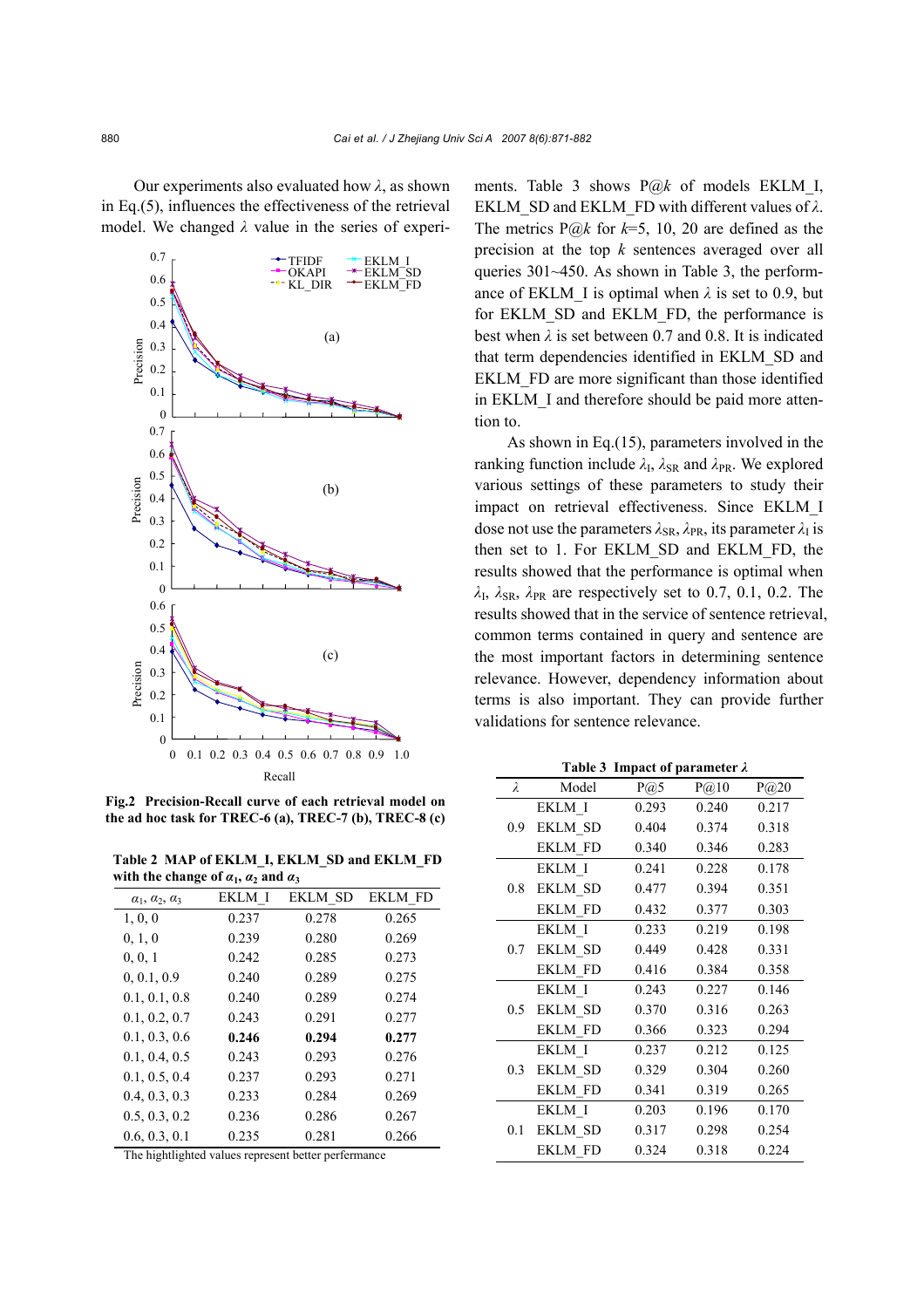Our experiments also evaluated how $\lambda$, as shown in Eq.(5), influences the effectiveness of the retrieval model. We changed $\lambda$ value in the series of experiments. Table 3 shows P@$k$ of models EKLM_I, EKLM_SD and EKLM_FD with different values of $\lambda$. The metrics P@$k$ for $k$=5, 10, 20 are defined as the precision at the top $k$ sentences averaged over all queries 301~450. As shown in Table 3, the performance of EKLM_I is optimal when $\lambda$ is set to 0.9, but for EKLM_SD and EKLM_FD, the performance is best when $\lambda$ is set between 0.7 and 0.8. It is indicated that term dependencies identified in EKLM_SD and EKLM_FD are more significant than those identified in EKLM_I and therefore should be paid more attention to.

**Fig.2 Precision-Recall curve of each retrieval model on the ad hoc task for TREC-6 (a), TREC-7 (b), TREC-8 (c)**

**Table 2 MAP of EKLM_I, EKLM_SD and EKLM_FD with the change of $\alpha_1$, $\alpha_2$ and $\alpha_3$**

| $\alpha_1$, $\alpha_2$, $\alpha_3$ | EKLM_I | EKLM_SD | EKLM_FD |
|---|---|---|---|
| 1, 0, 0 | 0.237 | 0.278 | 0.265 |
| 0, 1, 0 | 0.239 | 0.280 | 0.269 |
| 0, 0, 1 | 0.242 | 0.285 | 0.273 |
| 0, 0.1, 0.9 | 0.240 | 0.289 | 0.275 |
| 0.1, 0.1, 0.8 | 0.240 | 0.289 | 0.274 |
| 0.1, 0.2, 0.7 | 0.243 | 0.291 | 0.277 |
| 0.1, 0.3, 0.6 | **0.246** | **0.294** | **0.277** |
| 0.1, 0.4, 0.5 | 0.243 | 0.293 | 0.276 |
| 0.1, 0.5, 0.4 | 0.237 | 0.293 | 0.271 |
| 0.4, 0.3, 0.3 | 0.233 | 0.284 | 0.269 |
| 0.5, 0.3, 0.2 | 0.236 | 0.286 | 0.267 |
| 0.6, 0.3, 0.1 | 0.235 | 0.281 | 0.266 |

The hightlighted values represent better perfermance

As shown in Eq.(15), parameters involved in the ranking function include $\lambda_I$, $\lambda_{SR}$ and $\lambda_{PR}$. We explored various settings of these parameters to study their impact on retrieval effectiveness. Since EKLM_I dose not use the parameters $\lambda_{SR}$, $\lambda_{PR}$, its parameter $\lambda_I$ is then set to 1. For EKLM_SD and EKLM_FD, the results showed that the performance is optimal when $\lambda_I$, $\lambda_{SR}$, $\lambda_{PR}$ are respectively set to 0.7, 0.1, 0.2. The results showed that in the service of sentence retrieval, common terms contained in query and sentence are the most important factors in determining sentence relevance. However, dependency information about terms is also important. They can provide further validations for sentence relevance.

**Table 3 Impact of parameter $\lambda$**

| $\lambda$ | Model | P@5 | P@10 | P@20 |
|---|---|---|---|---|
| 0.9 | EKLM_I | 0.293 | 0.240 | 0.217 |
| | EKLM_SD | 0.404 | 0.374 | 0.318 |
| | EKLM_FD | 0.340 | 0.346 | 0.283 |
| 0.8 | EKLM_I | 0.241 | 0.228 | 0.178 |
| | EKLM_SD | 0.477 | 0.394 | 0.351 |
| | EKLM_FD | 0.432 | 0.377 | 0.303 |
| 0.7 | EKLM_I | 0.233 | 0.219 | 0.198 |
| | EKLM_SD | 0.449 | 0.428 | 0.331 |
| | EKLM_FD | 0.416 | 0.384 | 0.358 |
| 0.5 | EKLM_I | 0.243 | 0.227 | 0.146 |
| | EKLM_SD | 0.370 | 0.316 | 0.263 |
| | EKLM_FD | 0.366 | 0.323 | 0.294 |
| 0.3 | EKLM_I | 0.237 | 0.212 | 0.125 |
| | EKLM_SD | 0.329 | 0.304 | 0.260 |
| | EKLM_FD | 0.341 | 0.319 | 0.265 |
| 0.1 | EKLM_I | 0.203 | 0.196 | 0.170 |
| | EKLM_SD | 0.317 | 0.298 | 0.254 |
| | EKLM_FD | 0.324 | 0.318 | 0.224 |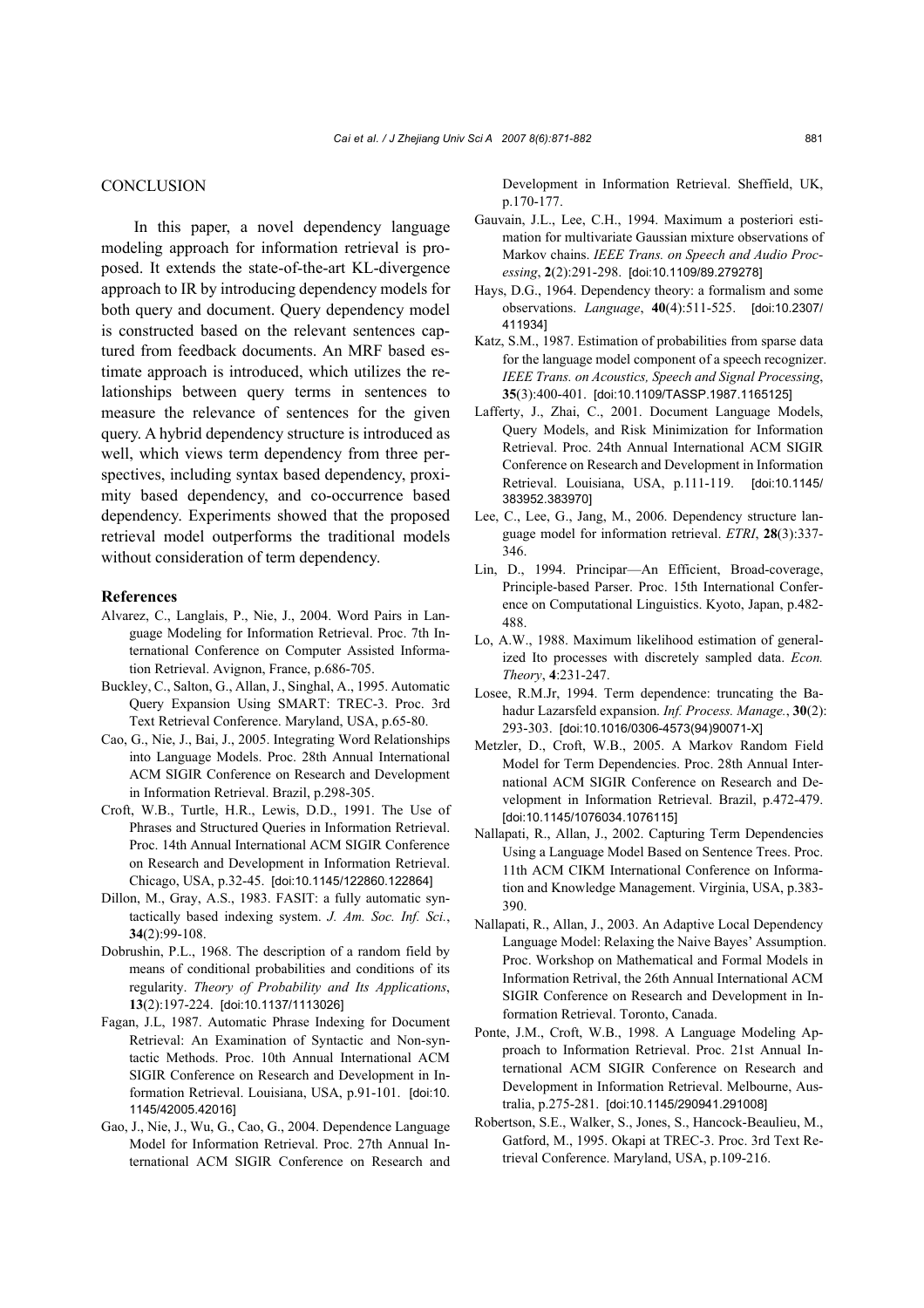## CONCLUSION

In this paper, a novel dependency language modeling approach for information retrieval is proposed. It extends the state-of-the-art KL-divergence approach to IR by introducing dependency models for both query and document. Query dependency model is constructed based on the relevant sentences captured from feedback documents. An MRF based estimate approach is introduced, which utilizes the relationships between query terms in sentences to measure the relevance of sentences for the given query. A hybrid dependency structure is introduced as well, which views term dependency from three perspectives, including syntax based dependency, proximity based dependency, and co-occurrence based dependency. Experiments showed that the proposed retrieval model outperforms the traditional models without consideration of term dependency.

## References

Alvarez, C., Langlais, P., Nie, J., 2004. Word Pairs in Language Modeling for Information Retrieval. Proc. 7th International Conference on Computer Assisted Information Retrieval. Avignon, France, p.686-705.

Buckley, C., Salton, G., Allan, J., Singhal, A., 1995. Automatic Query Expansion Using SMART: TREC-3. Proc. 3rd Text Retrieval Conference. Maryland, USA, p.65-80.

Cao, G., Nie, J., Bai, J., 2005. Integrating Word Relationships into Language Models. Proc. 28th Annual International ACM SIGIR Conference on Research and Development in Information Retrieval. Brazil, p.298-305.

Croft, W.B., Turtle, H.R., Lewis, D.D., 1991. The Use of Phrases and Structured Queries in Information Retrieval. Proc. 14th Annual International ACM SIGIR Conference on Research and Development in Information Retrieval. Chicago, USA, p.32-45. [doi:10.1145/122860.122864]

Dillon, M., Gray, A.S., 1983. FASIT: a fully automatic syntactically based indexing system. *J. Am. Soc. Inf. Sci.*, **34**(2):99-108.

Dobrushin, P.L., 1968. The description of a random field by means of conditional probabilities and conditions of its regularity. *Theory of Probability and Its Applications*, **13**(2):197-224. [doi:10.1137/1113026]

Fagan, J.L, 1987. Automatic Phrase Indexing for Document Retrieval: An Examination of Syntactic and Non-syntactic Methods. Proc. 10th Annual International ACM SIGIR Conference on Research and Development in Information Retrieval. Louisiana, USA, p.91-101. [doi:10.1145/42005.42016]

Gao, J., Nie, J., Wu, G., Cao, G., 2004. Dependence Language Model for Information Retrieval. Proc. 27th Annual International ACM SIGIR Conference on Research and Development in Information Retrieval. Sheffield, UK, p.170-177.

Gauvain, J.L., Lee, C.H., 1994. Maximum a posteriori estimation for multivariate Gaussian mixture observations of Markov chains. *IEEE Trans. on Speech and Audio Processing*, **2**(2):291-298. [doi:10.1109/89.279278]

Hays, D.G., 1964. Dependency theory: a formalism and some observations. *Language*, **40**(4):511-525. [doi:10.2307/411934]

Katz, S.M., 1987. Estimation of probabilities from sparse data for the language model component of a speech recognizer. *IEEE Trans. on Acoustics, Speech and Signal Processing*, **35**(3):400-401. [doi:10.1109/TASSP.1987.1165125]

Lafferty, J., Zhai, C., 2001. Document Language Models, Query Models, and Risk Minimization for Information Retrieval. Proc. 24th Annual International ACM SIGIR Conference on Research and Development in Information Retrieval. Louisiana, USA, p.111-119. [doi:10.1145/383952.383970]

Lee, C., Lee, G., Jang, M., 2006. Dependency structure language model for information retrieval. *ETRI*, **28**(3):337-346.

Lin, D., 1994. Principar—An Efficient, Broad-coverage, Principle-based Parser. Proc. 15th International Conference on Computational Linguistics. Kyoto, Japan, p.482-488.

Lo, A.W., 1988. Maximum likelihood estimation of generalized Ito processes with discretely sampled data. *Econ. Theory*, **4**:231-247.

Losee, R.M.Jr, 1994. Term dependence: truncating the Bahadur Lazarsfeld expansion. *Inf. Process. Manage.*, **30**(2):293-303. [doi:10.1016/0306-4573(94)90071-X]

Metzler, D., Croft, W.B., 2005. A Markov Random Field Model for Term Dependencies. Proc. 28th Annual International ACM SIGIR Conference on Research and Development in Information Retrieval. Brazil, p.472-479. [doi:10.1145/1076034.1076115]

Nallapati, R., Allan, J., 2002. Capturing Term Dependencies Using a Language Model Based on Sentence Trees. Proc. 11th ACM CIKM International Conference on Information and Knowledge Management. Virginia, USA, p.383-390.

Nallapati, R., Allan, J., 2003. An Adaptive Local Dependency Language Model: Relaxing the Naive Bayes' Assumption. Proc. Workshop on Mathematical and Formal Models in Information Retrival, the 26th Annual International ACM SIGIR Conference on Research and Development in Information Retrieval. Toronto, Canada.

Ponte, J.M., Croft, W.B., 1998. A Language Modeling Approach to Information Retrieval. Proc. 21st Annual International ACM SIGIR Conference on Research and Development in Information Retrieval. Melbourne, Australia, p.275-281. [doi:10.1145/290941.291008]

Robertson, S.E., Walker, S., Jones, S., Hancock-Beaulieu, M., Gatford, M., 1995. Okapi at TREC-3. Proc. 3rd Text Retrieval Conference. Maryland, USA, p.109-216.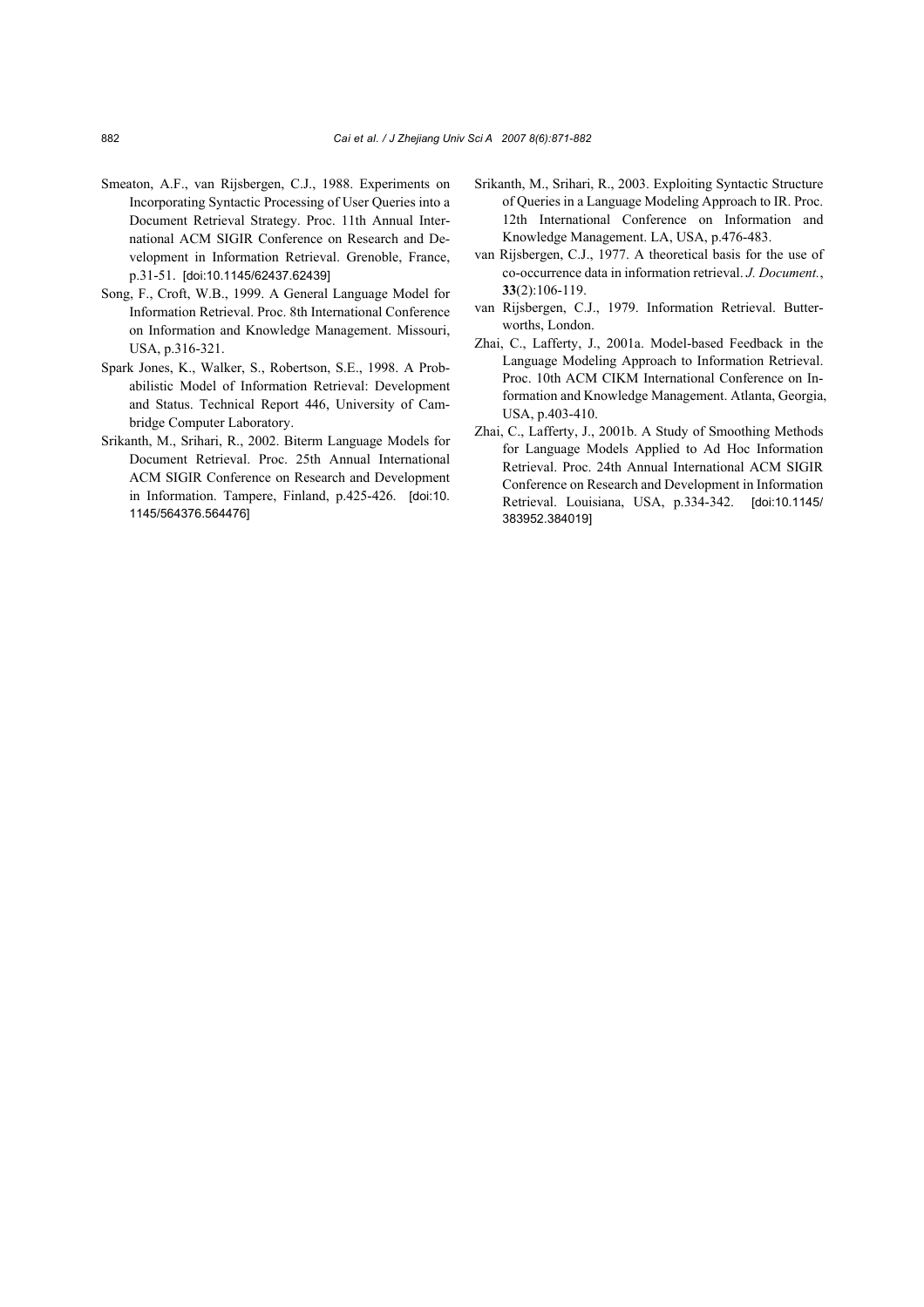Smeaton, A.F., van Rijsbergen, C.J., 1988. Experiments on Incorporating Syntactic Processing of User Queries into a Document Retrieval Strategy. Proc. 11th Annual International ACM SIGIR Conference on Research and Development in Information Retrieval. Grenoble, France, p.31-51. [doi:10.1145/62437.62439]

Song, F., Croft, W.B., 1999. A General Language Model for Information Retrieval. Proc. 8th International Conference on Information and Knowledge Management. Missouri, USA, p.316-321.

Spark Jones, K., Walker, S., Robertson, S.E., 1998. A Probabilistic Model of Information Retrieval: Development and Status. Technical Report 446, University of Cambridge Computer Laboratory.

Srikanth, M., Srihari, R., 2002. Biterm Language Models for Document Retrieval. Proc. 25th Annual International ACM SIGIR Conference on Research and Development in Information. Tampere, Finland, p.425-426. [doi:10.1145/564376.564476]

Srikanth, M., Srihari, R., 2003. Exploiting Syntactic Structure of Queries in a Language Modeling Approach to IR. Proc. 12th International Conference on Information and Knowledge Management. LA, USA, p.476-483.

van Rijsbergen, C.J., 1977. A theoretical basis for the use of co-occurrence data in information retrieval. *J. Document.*, **33**(2):106-119.

van Rijsbergen, C.J., 1979. Information Retrieval. Butterworths, London.

Zhai, C., Lafferty, J., 2001a. Model-based Feedback in the Language Modeling Approach to Information Retrieval. Proc. 10th ACM CIKM International Conference on Information and Knowledge Management. Atlanta, Georgia, USA, p.403-410.

Zhai, C., Lafferty, J., 2001b. A Study of Smoothing Methods for Language Models Applied to Ad Hoc Information Retrieval. Proc. 24th Annual International ACM SIGIR Conference on Research and Development in Information Retrieval. Louisiana, USA, p.334-342. [doi:10.1145/383952.384019]